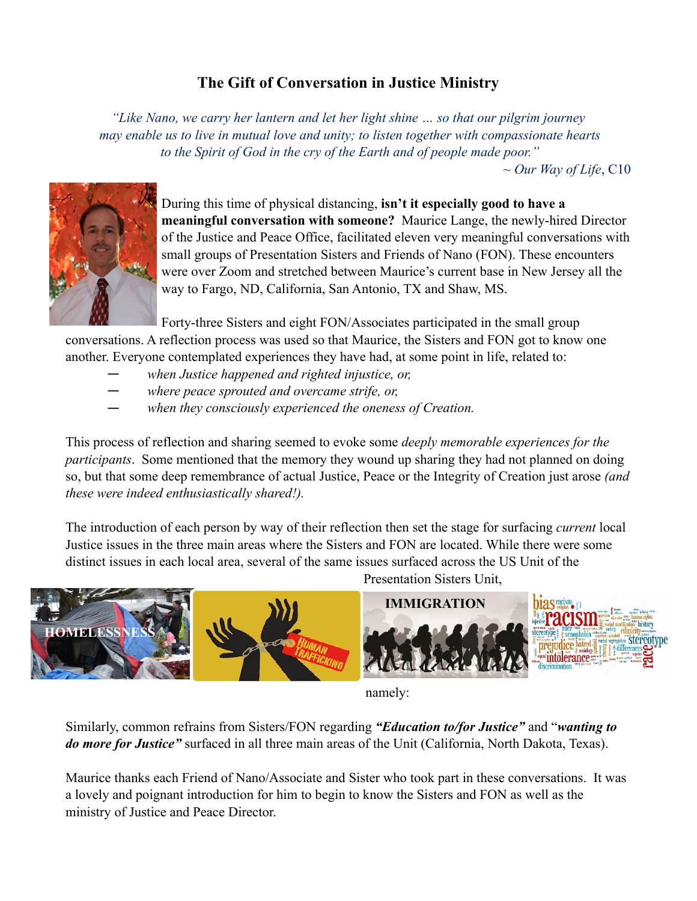# The Gift of Conversation in Justice Ministry

*"Like Nano, we carry her lantern and let her light shine … so that our pilgrim journey may enable us to live in mutual love and unity; to listen together with compassionate hearts to the Spirit of God in the cry of the Earth and of people made poor."*

*~ Our Way of Life*, C10

During this time of physical distancing, **isn't it especially good to have a meaningful conversation with someone?** Maurice Lange, the newly-hired Director of the Justice and Peace Office, facilitated eleven very meaningful conversations with small groups of Presentation Sisters and Friends of Nano (FON). These encounters were over Zoom and stretched between Maurice's current base in New Jersey all the way to Fargo, ND, California, San Antonio, TX and Shaw, MS.

Forty-three Sisters and eight FON/Associates participated in the small group conversations. A reflection process was used so that Maurice, the Sisters and FON got to know one another. Everyone contemplated experiences they have had, at some point in life, related to:

- *when Justice happened and righted injustice, or,*
- *where peace sprouted and overcame strife, or,*
- *when they consciously experienced the oneness of Creation.*

This process of reflection and sharing seemed to evoke some *deeply memorable experiences for the participants*. Some mentioned that the memory they wound up sharing they had not planned on doing so, but that some deep remembrance of actual Justice, Peace or the Integrity of Creation just arose *(and these were indeed enthusiastically shared!).*

The introduction of each person by way of their reflection then set the stage for surfacing *current* local Justice issues in the three main areas where the Sisters and FON are located. While there were some distinct issues in each local area, several of the same issues surfaced across the US Unit of the Presentation Sisters Unit, namely:

HOMELESSNESS | HUMAN TRAFFICKING | IMMIGRATION | racism

Similarly, common refrains from Sisters/FON regarding ***"Education to/for Justice"*** and "***wanting to do more for Justice"*** surfaced in all three main areas of the Unit (California, North Dakota, Texas).

Maurice thanks each Friend of Nano/Associate and Sister who took part in these conversations. It was a lovely and poignant introduction for him to begin to know the Sisters and FON as well as the ministry of Justice and Peace Director.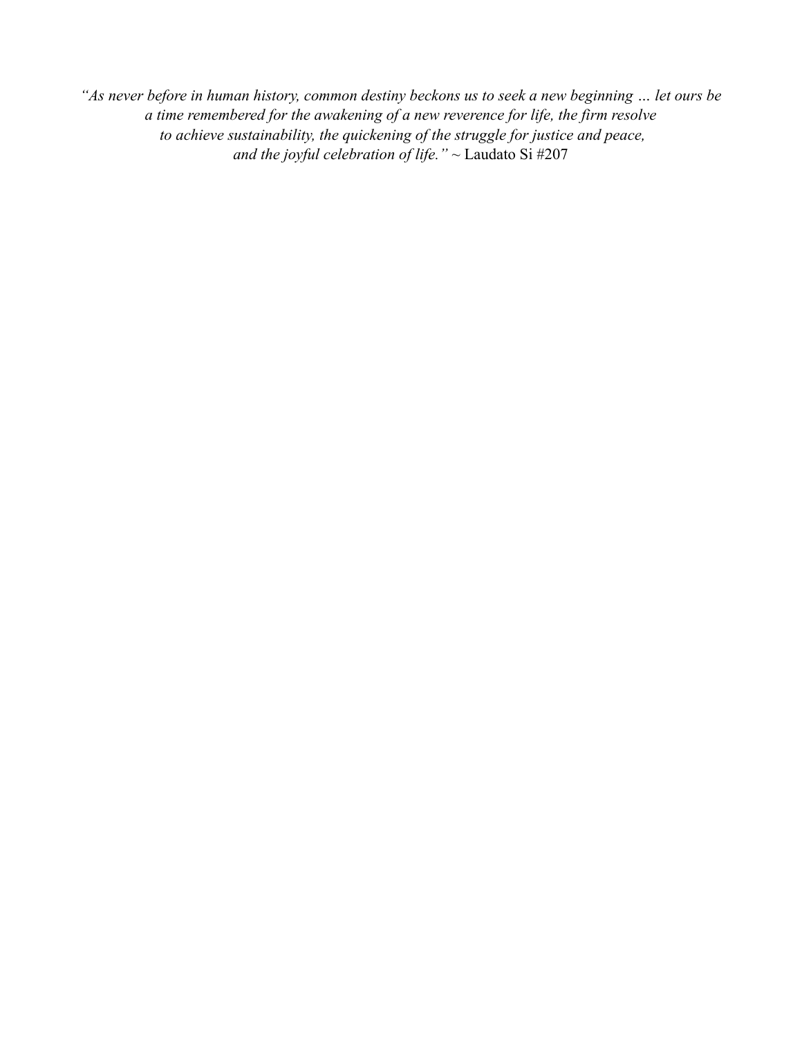*"As never before in human history, common destiny beckons us to seek a new beginning … let ours be a time remembered for the awakening of a new reverence for life, the firm resolve to achieve sustainability, the quickening of the struggle for justice and peace, and the joyful celebration of life."* ~ Laudato Si #207